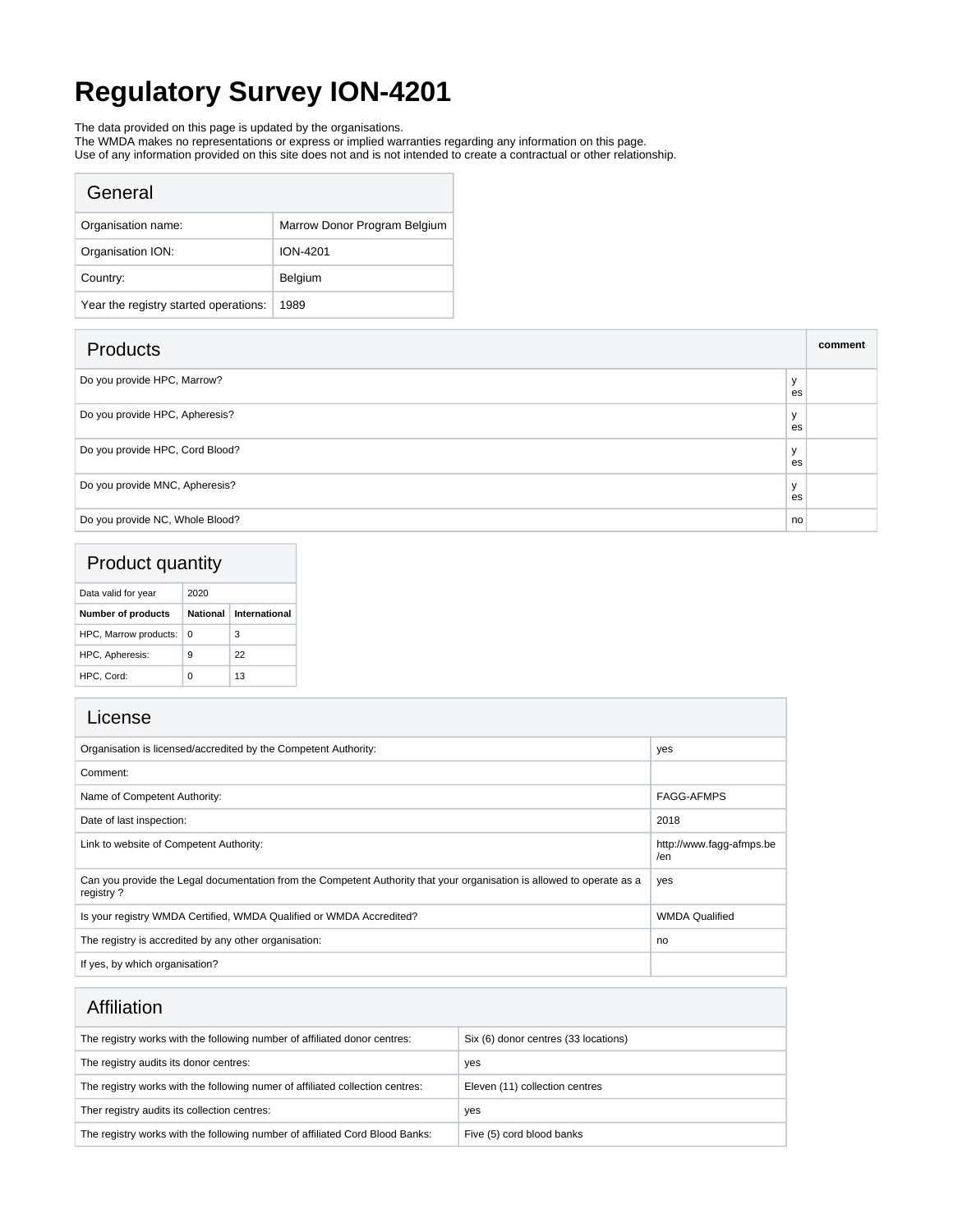# Regulatory Survey ION-4201

The data provided on this page is updated by the organisations.
The WMDA makes no representations or express or implied warranties regarding any information on this page.
Use of any information provided on this site does not and is not intended to create a contractual or other relationship.

| General | |
|---|---|
| Organisation name: | Marrow Donor Program Belgium |
| Organisation ION: | ION-4201 |
| Country: | Belgium |
| Year the registry started operations: | 1989 |

| Products | | comment |
|---|---|---|
| Do you provide HPC, Marrow? | yes | |
| Do you provide HPC, Apheresis? | yes | |
| Do you provide HPC, Cord Blood? | yes | |
| Do you provide MNC, Apheresis? | yes | |
| Do you provide NC, Whole Blood? | no | |

| Product quantity | | |
|---|---|---|
| Data valid for year | 2020 | |
| **Number of products** | **National** | **International** |
| HPC, Marrow products: | 0 | 3 |
| HPC, Apheresis: | 9 | 22 |
| HPC, Cord: | 0 | 13 |

| License | |
|---|---|
| Organisation is licensed/accredited by the Competent Authority: | yes |
| Comment: | |
| Name of Competent Authority: | FAGG-AFMPS |
| Date of last inspection: | 2018 |
| Link to website of Competent Authority: | http://www.fagg-afmps.be/en |
| Can you provide the Legal documentation from the Competent Authority that your organisation is allowed to operate as a registry ? | yes |
| Is your registry WMDA Certified, WMDA Qualified or WMDA Accredited? | WMDA Qualified |
| The registry is accredited by any other organisation: | no |
| If yes, by which organisation? | |

| Affiliation | |
|---|---|
| The registry works with the following number of affiliated donor centres: | Six (6) donor centres (33 locations) |
| The registry audits its donor centres: | yes |
| The registry works with the following numer of affiliated collection centres: | Eleven (11) collection centres |
| Ther registry audits its collection centres: | yes |
| The registry works with the following number of affiliated Cord Blood Banks: | Five (5) cord blood banks |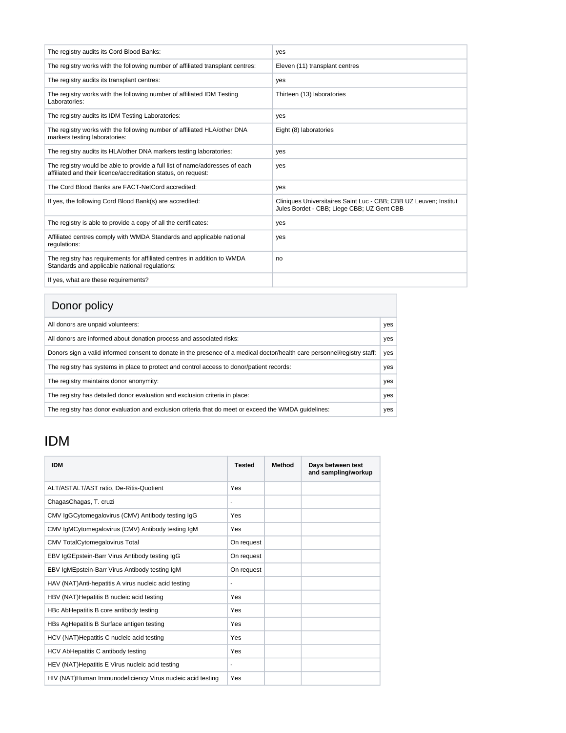| | |
|---|---|
| The registry audits its Cord Blood Banks: | yes |
| The registry works with the following number of affiliated transplant centres: | Eleven (11) transplant centres |
| The registry audits its transplant centres: | yes |
| The registry works with the following number of affiliated IDM Testing Laboratories: | Thirteen (13) laboratories |
| The registry audits its IDM Testing Laboratories: | yes |
| The registry works with the following number of affiliated HLA/other DNA markers testing laboratories: | Eight (8) laboratories |
| The registry audits its HLA/other DNA markers testing laboratories: | yes |
| The registry would be able to provide a full list of name/addresses of each affiliated and their licence/accreditation status, on request: | yes |
| The Cord Blood Banks are FACT-NetCord accredited: | yes |
| If yes, the following Cord Blood Bank(s) are accredited: | Cliniques Universitaires Saint Luc - CBB; CBB UZ Leuven; Institut Jules Bordet - CBB; Liege CBB; UZ Gent CBB |
| The registry is able to provide a copy of all the certificates: | yes |
| Affiliated centres comply with WMDA Standards and applicable national regulations: | yes |
| The registry has requirements for affiliated centres in addition to WMDA Standards and applicable national regulations: | no |
| If yes, what are these requirements? | |

## Donor policy

| | |
|---|---|
| All donors are unpaid volunteers: | yes |
| All donors are informed about donation process and associated risks: | yes |
| Donors sign a valid informed consent to donate in the presence of a medical doctor/health care personnel/registry staff: | yes |
| The registry has systems in place to protect and control access to donor/patient records: | yes |
| The registry maintains donor anonymity: | yes |
| The registry has detailed donor evaluation and exclusion criteria in place: | yes |
| The registry has donor evaluation and exclusion criteria that do meet or exceed the WMDA guidelines: | yes |

# IDM

| IDM | Tested | Method | Days between test and sampling/workup |
|---|---|---|---|
| ALT/ASTALT/AST ratio, De-Ritis-Quotient | Yes | | |
| ChagasChagas, T. cruzi | - | | |
| CMV IgGCytomegalovirus (CMV) Antibody testing IgG | Yes | | |
| CMV IgMCytomegalovirus (CMV) Antibody testing IgM | Yes | | |
| CMV TotalCytomegalovirus Total | On request | | |
| EBV IgGEpstein-Barr Virus Antibody testing IgG | On request | | |
| EBV IgMEpstein-Barr Virus Antibody testing IgM | On request | | |
| HAV (NAT)Anti-hepatitis A virus nucleic acid testing | - | | |
| HBV (NAT)Hepatitis B nucleic acid testing | Yes | | |
| HBc AbHepatitis B core antibody testing | Yes | | |
| HBs AgHepatitis B Surface antigen testing | Yes | | |
| HCV (NAT)Hepatitis C nucleic acid testing | Yes | | |
| HCV AbHepatitis C antibody testing | Yes | | |
| HEV (NAT)Hepatitis E Virus nucleic acid testing | - | | |
| HIV (NAT)Human Immunodeficiency Virus nucleic acid testing | Yes | | |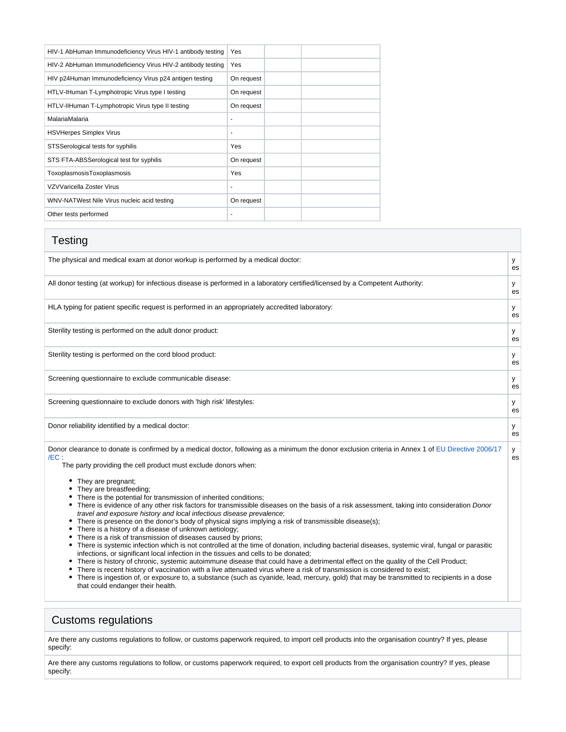| | | | |
|---|---|---|---|
| HIV-1 AbHuman Immunodeficiency Virus HIV-1 antibody testing | Yes | | |
| HIV-2 AbHuman Immunodeficiency Virus HIV-2 antibody testing | Yes | | |
| HIV p24Human Immunodeficiency Virus p24 antigen testing | On request | | |
| HTLV-IHuman T-Lymphotropic Virus type I testing | On request | | |
| HTLV-IIHuman T-Lymphotropic Virus type II testing | On request | | |
| MalariaMalaria | - | | |
| HSVHerpes Simplex Virus | - | | |
| STSSerological tests for syphilis | Yes | | |
| STS FTA-ABSSerological test for syphilis | On request | | |
| ToxoplasmosisToxoplasmosis | Yes | | |
| VZVVaricella Zoster Virus | - | | |
| WNV-NATWest Nile Virus nucleic acid testing | On request | | |
| Other tests performed | - | | |

## Testing

| | |
|---|---|
| The physical and medical exam at donor workup is performed by a medical doctor: | yes |
| All donor testing (at workup) for infectious disease is performed in a laboratory certified/licensed by a Competent Authority: | yes |
| HLA typing for patient specific request is performed in an appropriately accredited laboratory: | yes |
| Sterility testing is performed on the adult donor product: | yes |
| Sterility testing is performed on the cord blood product: | yes |
| Screening questionnaire to exclude communicable disease: | yes |
| Screening questionnaire to exclude donors with 'high risk' lifestyles: | yes |
| Donor reliability identified by a medical doctor: | yes |
| Donor clearance to donate is confirmed by a medical doctor, following as a minimum the donor exclusion criteria in Annex 1 of EU Directive 2006/17/EC : The party providing the cell product must exclude donors when: • They are pregnant; • They are breastfeeding; • There is the potential for transmission of inherited conditions; • There is evidence of any other risk factors for transmissible diseases on the basis of a risk assessment, taking into consideration *Donor travel and exposure history and local infectious disease prevalence*; • There is presence on the donor's body of physical signs implying a risk of transmissible disease(s); • There is a history of a disease of unknown aetiology; • There is a risk of transmission of diseases caused by prions; • There is systemic infection which is not controlled at the time of donation, including bacterial diseases, systemic viral, fungal or parasitic infections, or significant local infection in the tissues and cells to be donated; • There is history of chronic, systemic autoimmune disease that could have a detrimental effect on the quality of the Cell Product; • There is recent history of vaccination with a live attenuated virus where a risk of transmission is considered to exist; • There is ingestion of, or exposure to, a substance (such as cyanide, lead, mercury, gold) that may be transmitted to recipients in a dose that could endanger their health. | yes |

## Customs regulations

| | |
|---|---|
| Are there any customs regulations to follow, or customs paperwork required, to import cell products into the organisation country? If yes, please specify: | |
| Are there any customs regulations to follow, or customs paperwork required, to export cell products from the organisation country? If yes, please specify: | |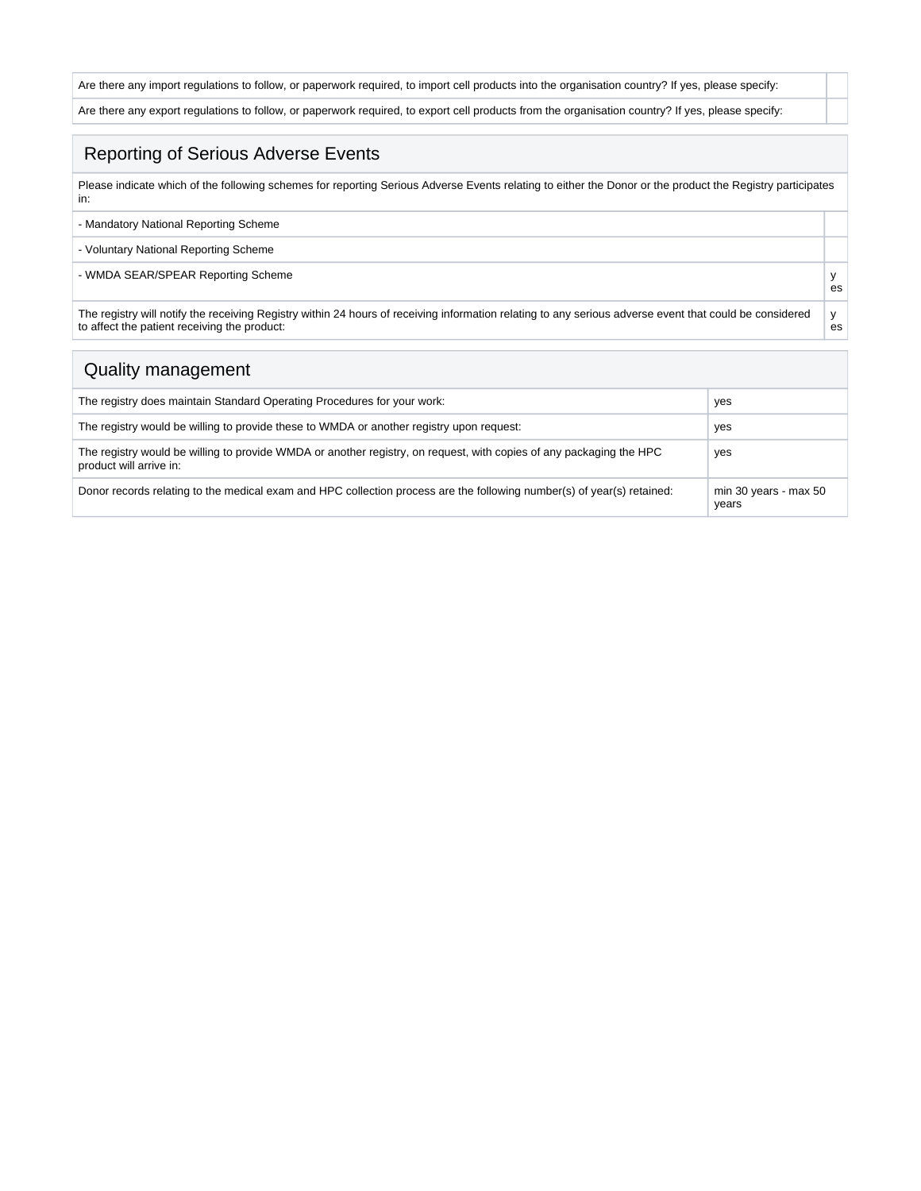| | |
|---|---|
| Are there any import regulations to follow, or paperwork required, to import cell products into the organisation country? If yes, please specify: | |
| Are there any export regulations to follow, or paperwork required, to export cell products from the organisation country? If yes, please specify: | |

## Reporting of Serious Adverse Events

| | |
|---|---|
| Please indicate which of the following schemes for reporting Serious Adverse Events relating to either the Donor or the product the Registry participates in: | |
| - Mandatory National Reporting Scheme | |
| - Voluntary National Reporting Scheme | |
| - WMDA SEAR/SPEAR Reporting Scheme | yes |
| The registry will notify the receiving Registry within 24 hours of receiving information relating to any serious adverse event that could be considered to affect the patient receiving the product: | yes |

## Quality management

| | |
|---|---|
| The registry does maintain Standard Operating Procedures for your work: | yes |
| The registry would be willing to provide these to WMDA or another registry upon request: | yes |
| The registry would be willing to provide WMDA or another registry, on request, with copies of any packaging the HPC product will arrive in: | yes |
| Donor records relating to the medical exam and HPC collection process are the following number(s) of year(s) retained: | min 30 years - max 50 years |